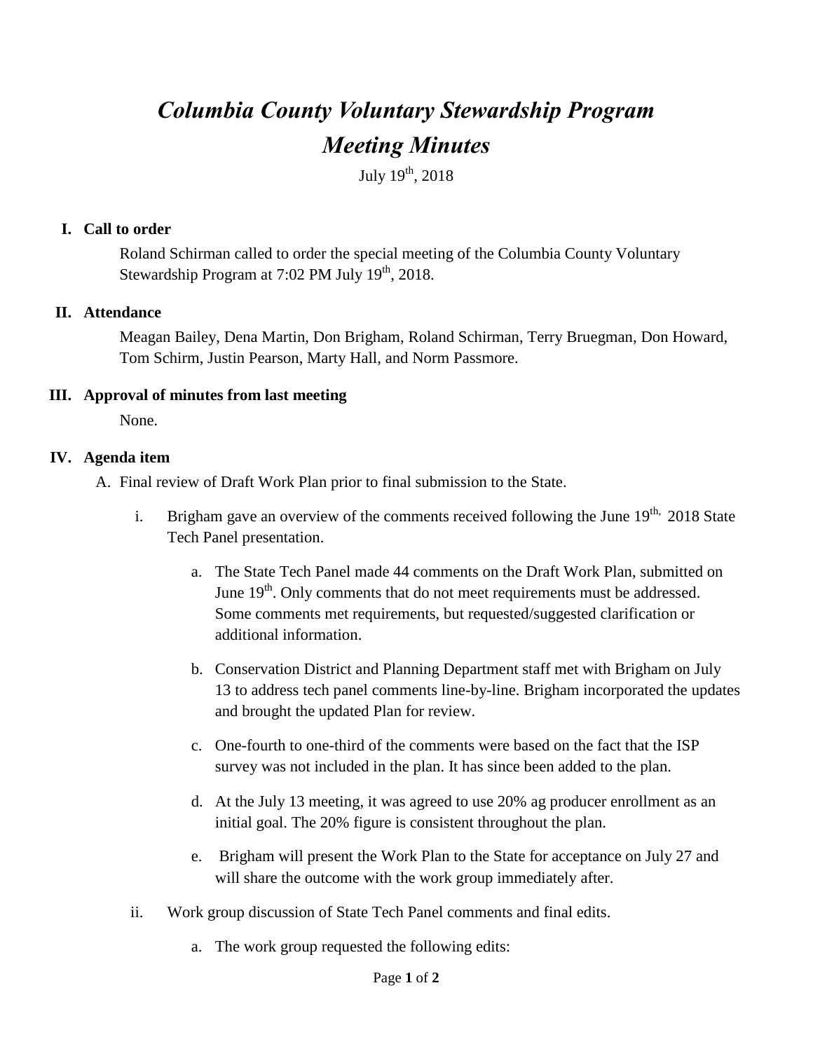# *Columbia County Voluntary Stewardship Program*
# *Meeting Minutes*

July 19th, 2018

## I. Call to order

Roland Schirman called to order the special meeting of the Columbia County Voluntary Stewardship Program at 7:02 PM July 19th, 2018.

## II. Attendance

Meagan Bailey, Dena Martin, Don Brigham, Roland Schirman, Terry Bruegman, Don Howard, Tom Schirm, Justin Pearson, Marty Hall, and Norm Passmore.

## III. Approval of minutes from last meeting

None.

## IV. Agenda item

A. Final review of Draft Work Plan prior to final submission to the State.

i. Brigham gave an overview of the comments received following the June 19th, 2018 State Tech Panel presentation.

a. The State Tech Panel made 44 comments on the Draft Work Plan, submitted on June 19th. Only comments that do not meet requirements must be addressed. Some comments met requirements, but requested/suggested clarification or additional information.

b. Conservation District and Planning Department staff met with Brigham on July 13 to address tech panel comments line-by-line. Brigham incorporated the updates and brought the updated Plan for review.

c. One-fourth to one-third of the comments were based on the fact that the ISP survey was not included in the plan. It has since been added to the plan.

d. At the July 13 meeting, it was agreed to use 20% ag producer enrollment as an initial goal. The 20% figure is consistent throughout the plan.

e. Brigham will present the Work Plan to the State for acceptance on July 27 and will share the outcome with the work group immediately after.

ii. Work group discussion of State Tech Panel comments and final edits.

a. The work group requested the following edits: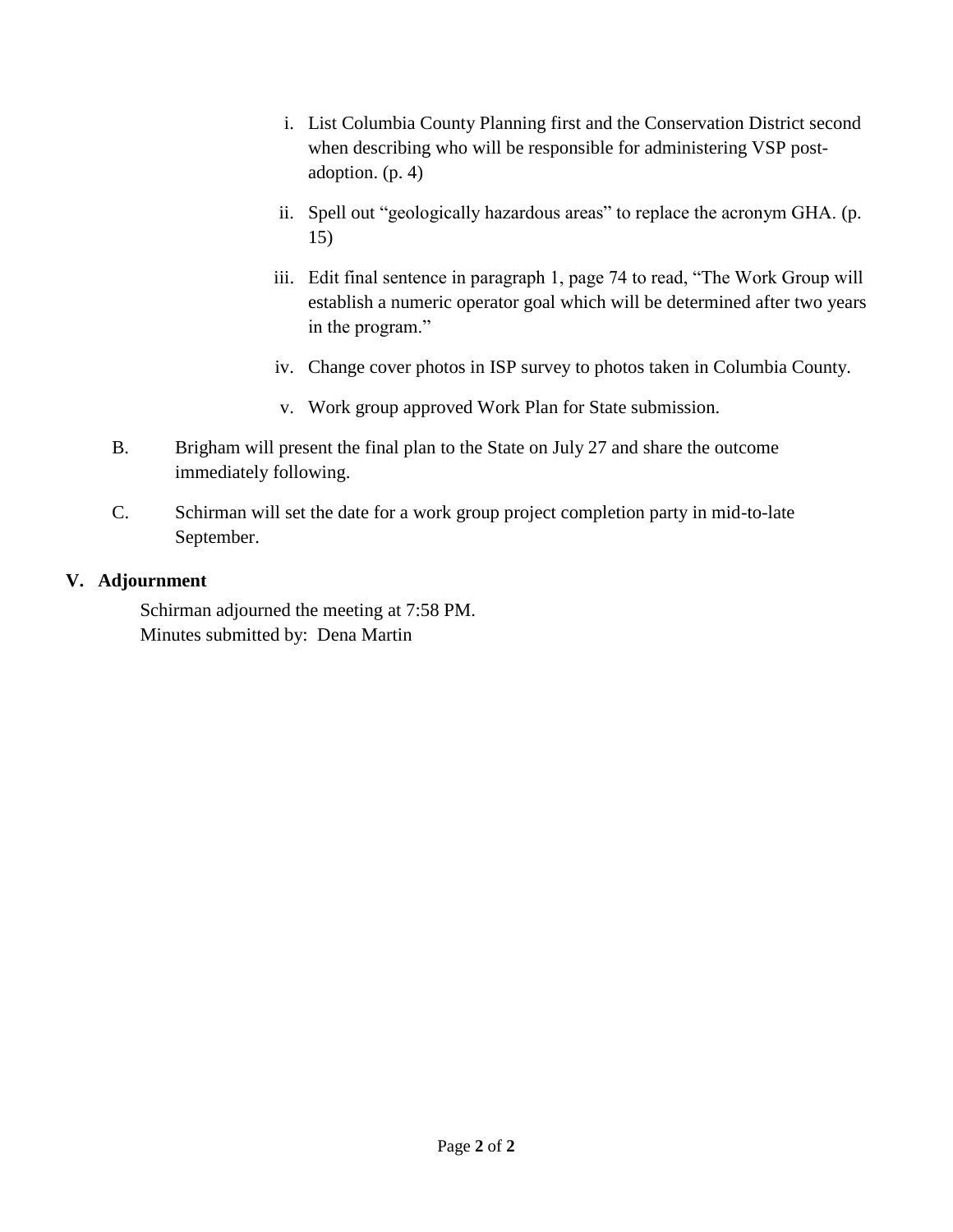i. List Columbia County Planning first and the Conservation District second when describing who will be responsible for administering VSP post-adoption. (p. 4)

   ii. Spell out "geologically hazardous areas" to replace the acronym GHA. (p. 15)

   iii. Edit final sentence in paragraph 1, page 74 to read, "The Work Group will establish a numeric operator goal which will be determined after two years in the program."

   iv. Change cover photos in ISP survey to photos taken in Columbia County.

   v. Work group approved Work Plan for State submission.

B. Brigham will present the final plan to the State on July 27 and share the outcome immediately following.

C. Schirman will set the date for a work group project completion party in mid-to-late September.

## V. Adjournment

Schirman adjourned the meeting at 7:58 PM.
Minutes submitted by: Dena Martin